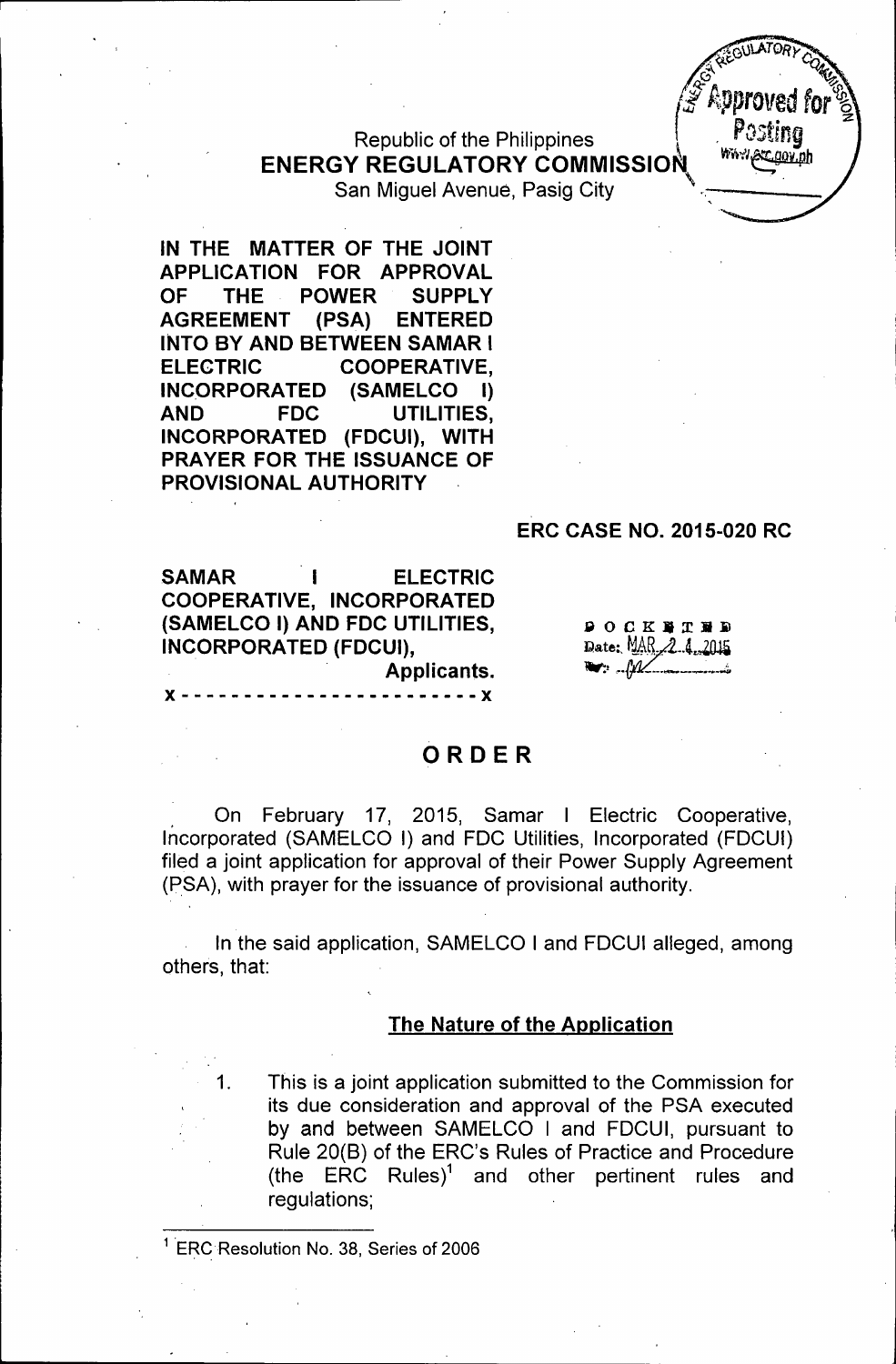Republic of the Philippines
**ENERGY REGULATORY COMMISSION**
San Miguel Avenue, Pasig City

**IN THE MATTER OF THE JOINT APPLICATION FOR APPROVAL OF THE POWER SUPPLY AGREEMENT (PSA) ENTERED INTO BY AND BETWEEN SAMAR I ELECTRIC COOPERATIVE, INCORPORATED (SAMELCO I) AND FDC UTILITIES, INCORPORATED (FDCUI), WITH PRAYER FOR THE ISSUANCE OF PROVISIONAL AUTHORITY**

**ERC CASE NO. 2015-020 RC**

**SAMAR I ELECTRIC COOPERATIVE, INCORPORATED (SAMELCO I) AND FDC UTILITIES, INCORPORATED (FDCUI),**
**Applicants.**
**x - - - - - - - - - - - - - - - - - - - - - - - x**

DOCKETED
Date: MAR 24 2015

# ORDER

On February 17, 2015, Samar I Electric Cooperative, Incorporated (SAMELCO I) and FDC Utilities, Incorporated (FDCUI) filed a joint application for approval of their Power Supply Agreement (PSA), with prayer for the issuance of provisional authority.

In the said application, SAMELCO I and FDCUI alleged, among others, that:

## The Nature of the Application

1. This is a joint application submitted to the Commission for its due consideration and approval of the PSA executed by and between SAMELCO I and FDCUI, pursuant to Rule 20(B) of the ERC's Rules of Practice and Procedure (the ERC Rules)[1] and other pertinent rules and regulations;

[1] ERC Resolution No. 38, Series of 2006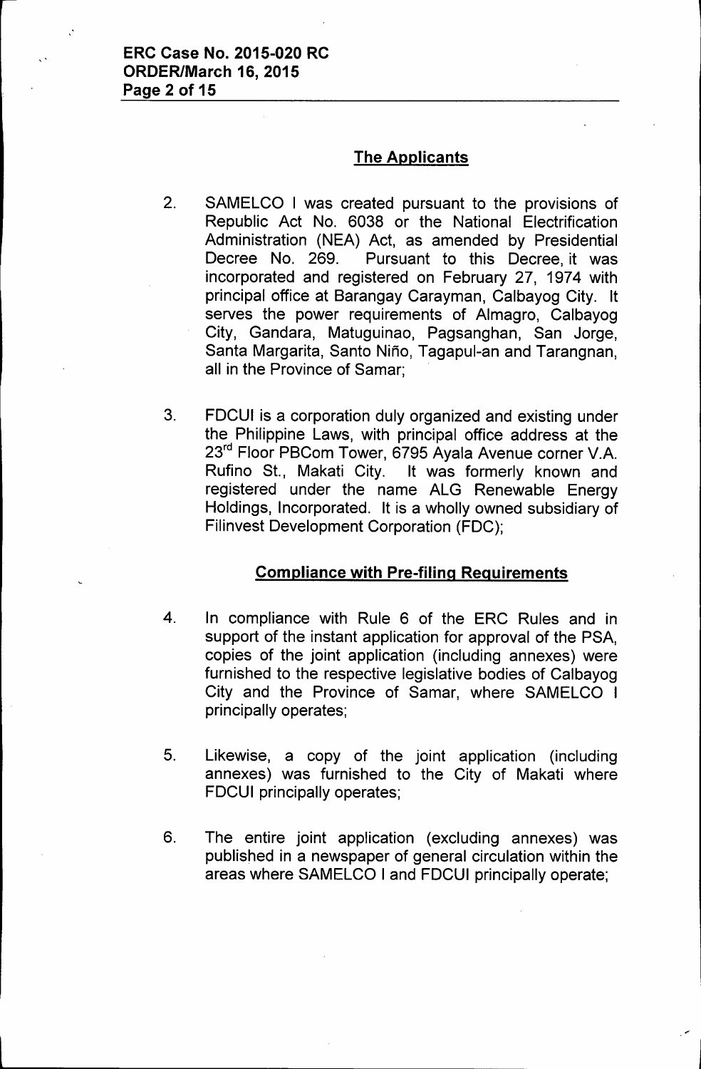## The Applicants

2. SAMELCO I was created pursuant to the provisions of Republic Act No. 6038 or the National Electrification Administration (NEA) Act, as amended by Presidential Decree No. 269. Pursuant to this Decree, it was incorporated and registered on February 27, 1974 with principal office at Barangay Carayman, Calbayog City. It serves the power requirements of Almagro, Calbayog City, Gandara, Matuguinao, Pagsanghan, San Jorge, Santa Margarita, Santo Niño, Tagapul-an and Tarangnan, all in the Province of Samar;

3. FDCUI is a corporation duly organized and existing under the Philippine Laws, with principal office address at the 23rd Floor PBCom Tower, 6795 Ayala Avenue corner V.A. Rufino St., Makati City. It was formerly known and registered under the name ALG Renewable Energy Holdings, Incorporated. It is a wholly owned subsidiary of Filinvest Development Corporation (FDC);

## Compliance with Pre-filing Requirements

4. In compliance with Rule 6 of the ERC Rules and in support of the instant application for approval of the PSA, copies of the joint application (including annexes) were furnished to the respective legislative bodies of Calbayog City and the Province of Samar, where SAMELCO I principally operates;

5. Likewise, a copy of the joint application (including annexes) was furnished to the City of Makati where FDCUI principally operates;

6. The entire joint application (excluding annexes) was published in a newspaper of general circulation within the areas where SAMELCO I and FDCUI principally operate;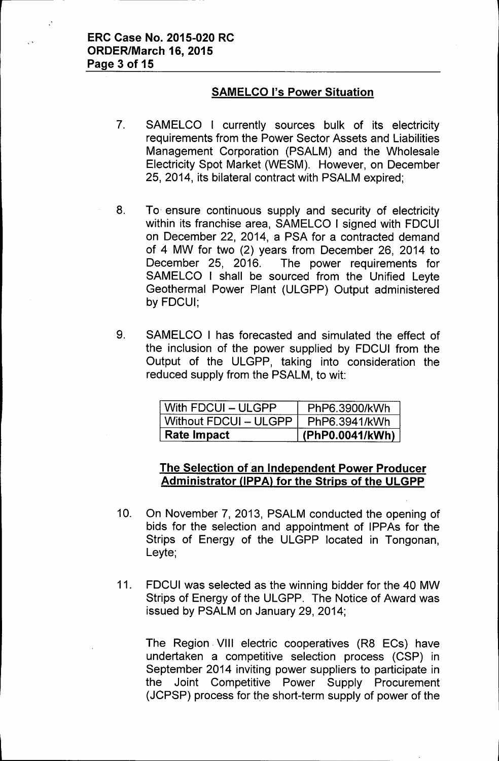## SAMELCO I's Power Situation

7. SAMELCO I currently sources bulk of its electricity requirements from the Power Sector Assets and Liabilities Management Corporation (PSALM) and the Wholesale Electricity Spot Market (WESM). However, on December 25, 2014, its bilateral contract with PSALM expired;

8. To ensure continuous supply and security of electricity within its franchise area, SAMELCO I signed with FDCUI on December 22, 2014, a PSA for a contracted demand of 4 MW for two (2) years from December 26, 2014 to December 25, 2016. The power requirements for SAMELCO I shall be sourced from the Unified Leyte Geothermal Power Plant (ULGPP) Output administered by FDCUI;

9. SAMELCO I has forecasted and simulated the effect of the inclusion of the power supplied by FDCUI from the Output of the ULGPP, taking into consideration the reduced supply from the PSALM, to wit:

| With FDCUI – ULGPP | PhP6.3900/kWh |
|---|---|
| Without FDCUI – ULGPP | PhP6.3941/kWh |
| **Rate Impact** | **(PhP0.0041/kWh)** |

## The Selection of an Independent Power Producer Administrator (IPPA) for the Strips of the ULGPP

10. On November 7, 2013, PSALM conducted the opening of bids for the selection and appointment of IPPAs for the Strips of Energy of the ULGPP located in Tongonan, Leyte;

11. FDCUI was selected as the winning bidder for the 40 MW Strips of Energy of the ULGPP. The Notice of Award was issued by PSALM on January 29, 2014;

    The Region VIII electric cooperatives (R8 ECs) have undertaken a competitive selection process (CSP) in September 2014 inviting power suppliers to participate in the Joint Competitive Power Supply Procurement (JCPSP) process for the short-term supply of power of the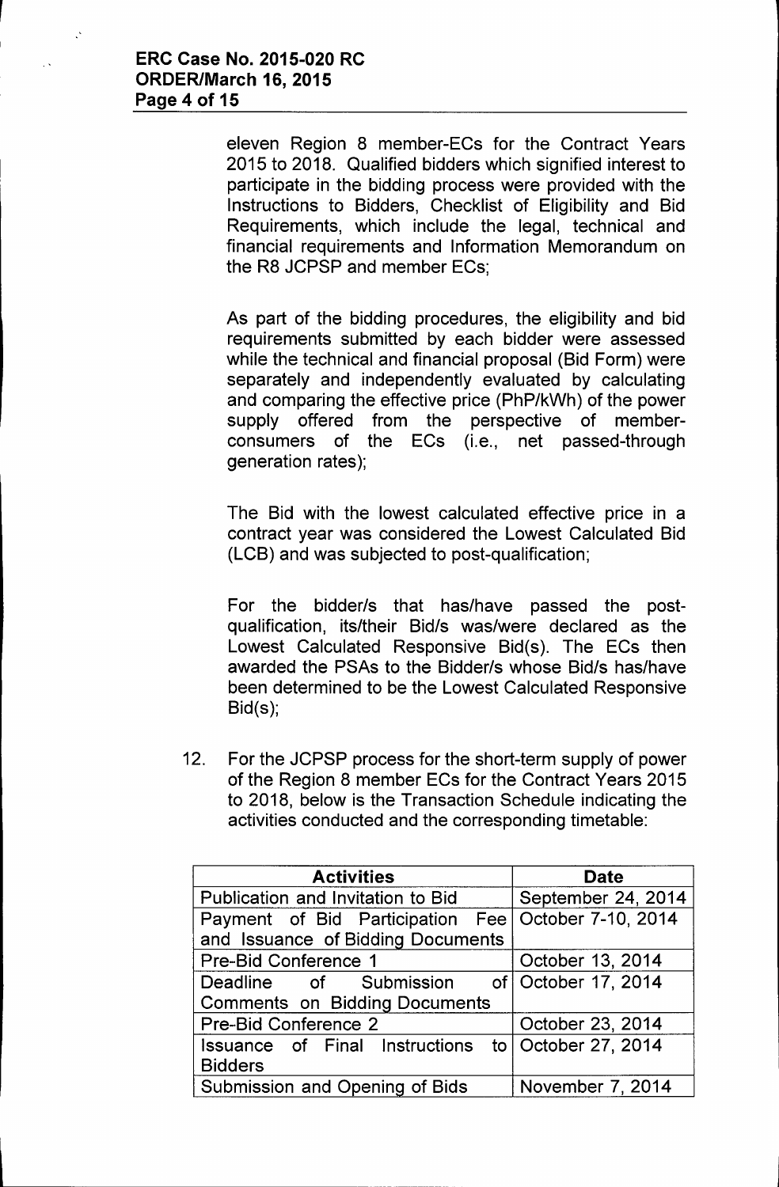eleven Region 8 member-ECs for the Contract Years 2015 to 2018. Qualified bidders which signified interest to participate in the bidding process were provided with the Instructions to Bidders, Checklist of Eligibility and Bid Requirements, which include the legal, technical and financial requirements and Information Memorandum on the R8 JCPSP and member ECs;

As part of the bidding procedures, the eligibility and bid requirements submitted by each bidder were assessed while the technical and financial proposal (Bid Form) were separately and independently evaluated by calculating and comparing the effective price (PhP/kWh) of the power supply offered from the perspective of member-consumers of the ECs (i.e., net passed-through generation rates);

The Bid with the lowest calculated effective price in a contract year was considered the Lowest Calculated Bid (LCB) and was subjected to post-qualification;

For the bidder/s that has/have passed the post-qualification, its/their Bid/s was/were declared as the Lowest Calculated Responsive Bid(s). The ECs then awarded the PSAs to the Bidder/s whose Bid/s has/have been determined to be the Lowest Calculated Responsive Bid(s);

12. For the JCPSP process for the short-term supply of power of the Region 8 member ECs for the Contract Years 2015 to 2018, below is the Transaction Schedule indicating the activities conducted and the corresponding timetable:

| Activities | Date |
|---|---|
| Publication and Invitation to Bid | September 24, 2014 |
| Payment of Bid Participation Fee and Issuance of Bidding Documents | October 7-10, 2014 |
| Pre-Bid Conference 1 | October 13, 2014 |
| Deadline of Submission of Comments on Bidding Documents | October 17, 2014 |
| Pre-Bid Conference 2 | October 23, 2014 |
| Issuance of Final Instructions to Bidders | October 27, 2014 |
| Submission and Opening of Bids | November 7, 2014 |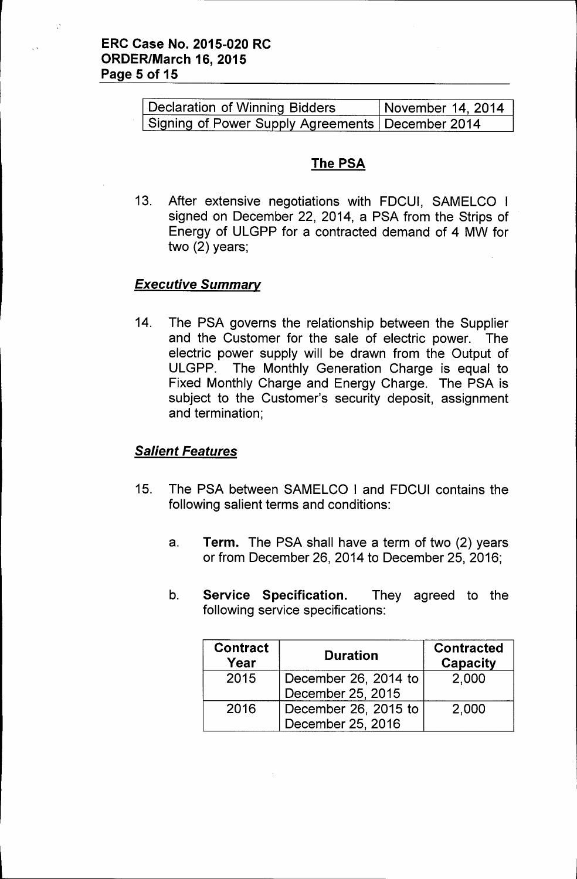| Declaration of Winning Bidders | November 14, 2014 |
|---|---|
| Signing of Power Supply Agreements | December 2014 |

## The PSA

13. After extensive negotiations with FDCUI, SAMELCO I signed on December 22, 2014, a PSA from the Strips of Energy of ULGPP for a contracted demand of 4 MW for two (2) years;

### ***Executive Summary***

14. The PSA governs the relationship between the Supplier and the Customer for the sale of electric power. The electric power supply will be drawn from the Output of ULGPP. The Monthly Generation Charge is equal to Fixed Monthly Charge and Energy Charge. The PSA is subject to the Customer's security deposit, assignment and termination;

### ***Salient Features***

15. The PSA between SAMELCO I and FDCUI contains the following salient terms and conditions:

    a. **Term.** The PSA shall have a term of two (2) years or from December 26, 2014 to December 25, 2016;

    b. **Service Specification.** They agreed to the following service specifications:

| Contract Year | Duration | Contracted Capacity |
|---|---|---|
| 2015 | December 26, 2014 to December 25, 2015 | 2,000 |
| 2016 | December 26, 2015 to December 25, 2016 | 2,000 |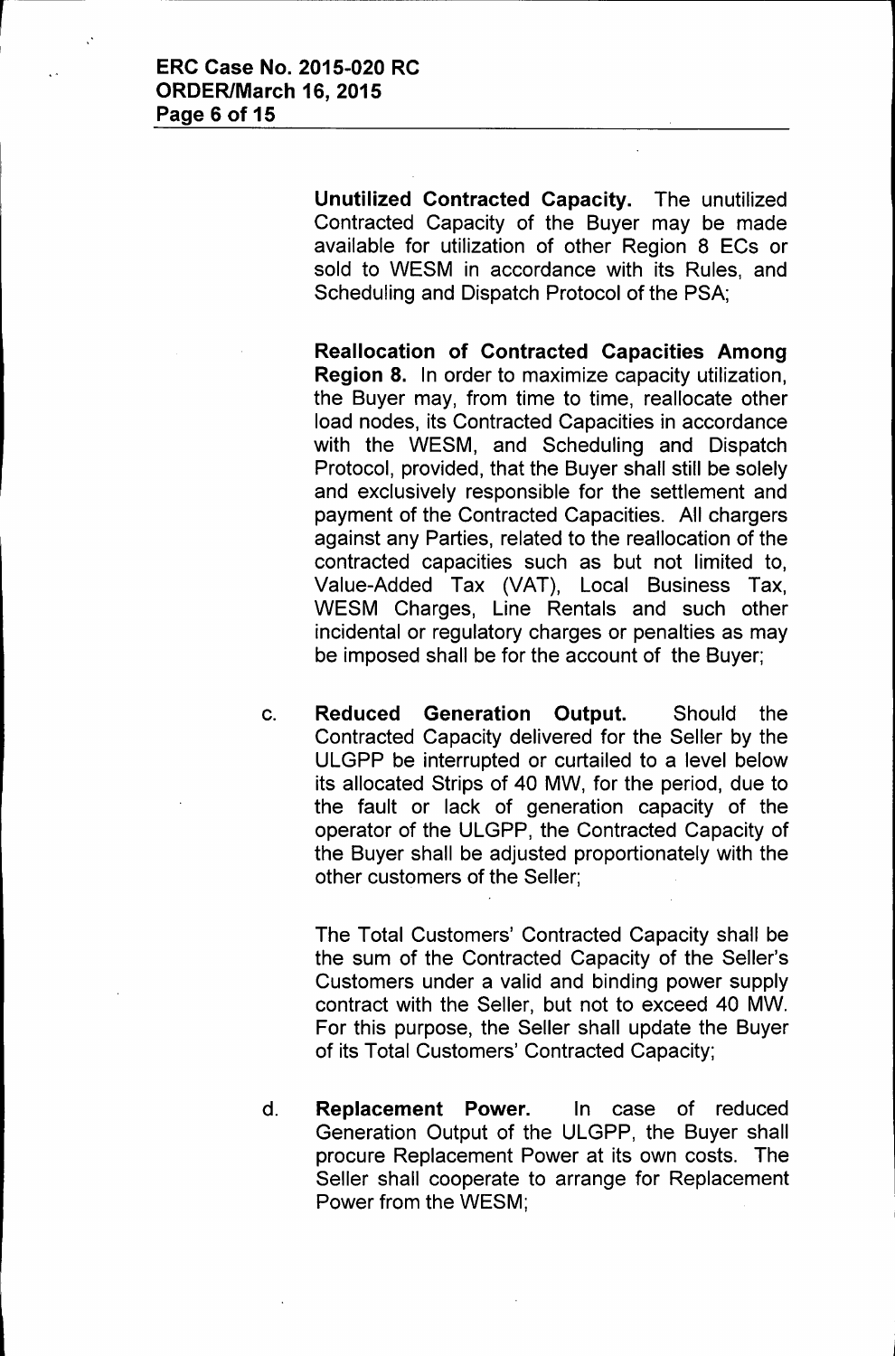**Unutilized Contracted Capacity.** The unutilized Contracted Capacity of the Buyer may be made available for utilization of other Region 8 ECs or sold to WESM in accordance with its Rules, and Scheduling and Dispatch Protocol of the PSA;

**Reallocation of Contracted Capacities Among Region 8.** In order to maximize capacity utilization, the Buyer may, from time to time, reallocate other load nodes, its Contracted Capacities in accordance with the WESM, and Scheduling and Dispatch Protocol, provided, that the Buyer shall still be solely and exclusively responsible for the settlement and payment of the Contracted Capacities. All chargers against any Parties, related to the reallocation of the contracted capacities such as but not limited to, Value-Added Tax (VAT), Local Business Tax, WESM Charges, Line Rentals and such other incidental or regulatory charges or penalties as may be imposed shall be for the account of the Buyer;

c. **Reduced Generation Output.** Should the Contracted Capacity delivered for the Seller by the ULGPP be interrupted or curtailed to a level below its allocated Strips of 40 MW, for the period, due to the fault or lack of generation capacity of the operator of the ULGPP, the Contracted Capacity of the Buyer shall be adjusted proportionately with the other customers of the Seller;

   The Total Customers' Contracted Capacity shall be the sum of the Contracted Capacity of the Seller's Customers under a valid and binding power supply contract with the Seller, but not to exceed 40 MW. For this purpose, the Seller shall update the Buyer of its Total Customers' Contracted Capacity;

d. **Replacement Power.** In case of reduced Generation Output of the ULGPP, the Buyer shall procure Replacement Power at its own costs. The Seller shall cooperate to arrange for Replacement Power from the WESM;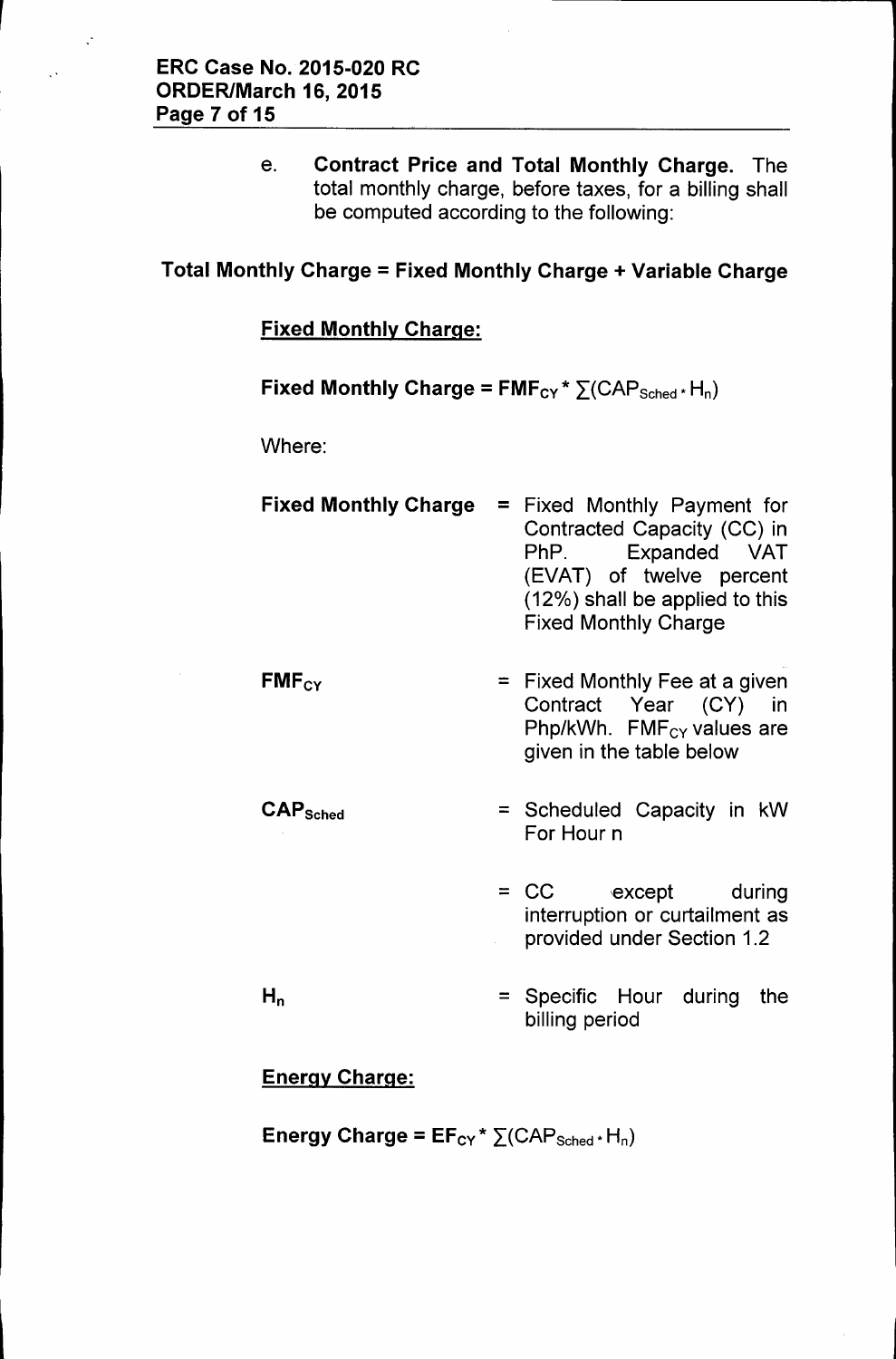e. **Contract Price and Total Monthly Charge.** The total monthly charge, before taxes, for a billing shall be computed according to the following:

**Total Monthly Charge = Fixed Monthly Charge + Variable Charge**

**Fixed Monthly Charge:**

$$\textbf{Fixed Monthly Charge} = FMF_{CY} * \sum(CAP_{Sched} * H_n)$$

Where:

| | | |
|---|---|---|
| **Fixed Monthly Charge** | = | Fixed Monthly Payment for Contracted Capacity (CC) in PhP. Expanded VAT (EVAT) of twelve percent (12%) shall be applied to this Fixed Monthly Charge |
| $FMF_{CY}$ | = | Fixed Monthly Fee at a given Contract Year (CY) in Php/kWh. $FMF_{CY}$ values are given in the table below |
| $CAP_{Sched}$ | = | Scheduled Capacity in kW For Hour n |
| | = | CC except during interruption or curtailment as provided under Section 1.2 |
| $H_n$ | = | Specific Hour during the billing period |

**Energy Charge:**

$$\textbf{Energy Charge} = EF_{CY} * \sum(CAP_{Sched} * H_n)$$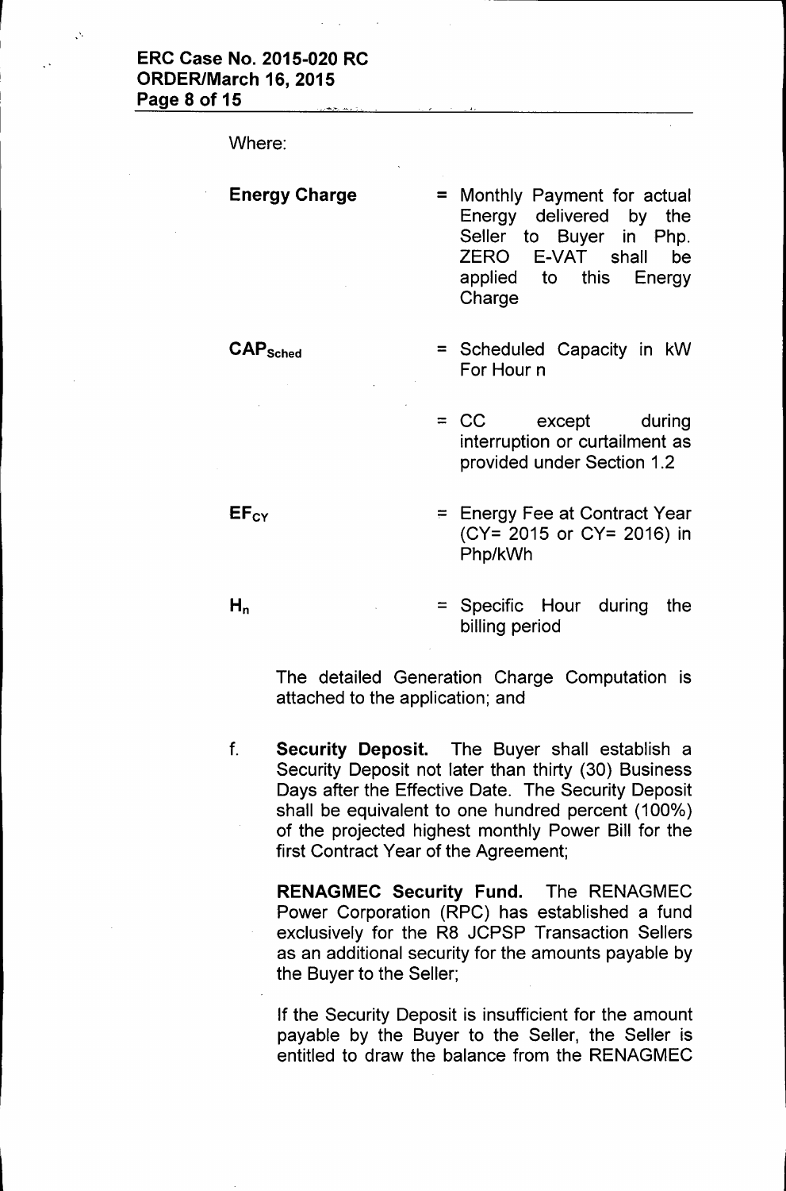Where:

| | |
|---|---|
| **Energy Charge** | = Monthly Payment for actual Energy delivered by the Seller to Buyer in Php. ZERO E-VAT shall be applied to this Energy Charge |
| $\mathbf{CAP_{Sched}}$ | = Scheduled Capacity in kW For Hour n |
| | = CC except during interruption or curtailment as provided under Section 1.2 |
| $\mathbf{EF_{CY}}$ | = Energy Fee at Contract Year (CY= 2015 or CY= 2016) in Php/kWh |
| $\mathbf{H_n}$ | = Specific Hour during the billing period |

The detailed Generation Charge Computation is attached to the application; and

f. **Security Deposit.** The Buyer shall establish a Security Deposit not later than thirty (30) Business Days after the Effective Date. The Security Deposit shall be equivalent to one hundred percent (100%) of the projected highest monthly Power Bill for the first Contract Year of the Agreement;

   **RENAGMEC Security Fund.** The RENAGMEC Power Corporation (RPC) has established a fund exclusively for the R8 JCPSP Transaction Sellers as an additional security for the amounts payable by the Buyer to the Seller;

   If the Security Deposit is insufficient for the amount payable by the Buyer to the Seller, the Seller is entitled to draw the balance from the RENAGMEC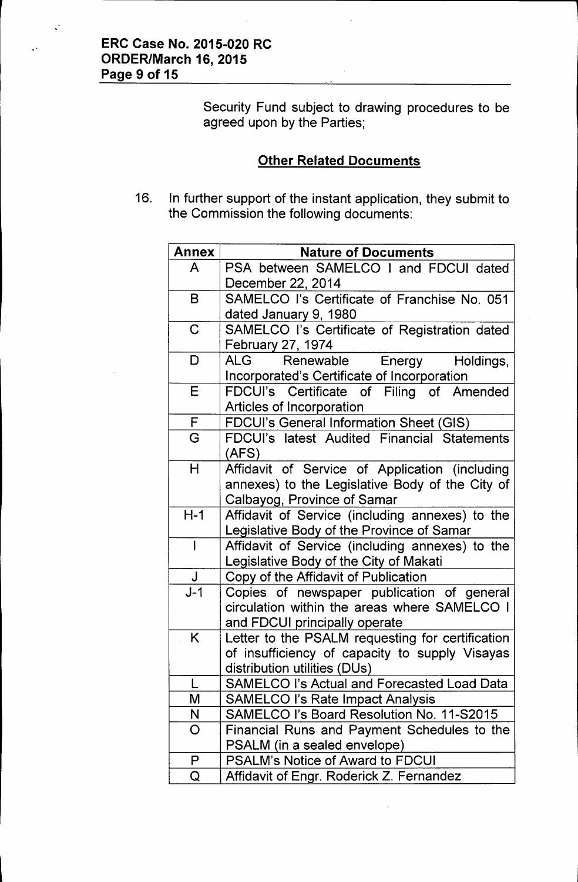Security Fund subject to drawing procedures to be agreed upon by the Parties;

## Other Related Documents

16. In further support of the instant application, they submit to the Commission the following documents:

| Annex | Nature of Documents |
|---|---|
| A | PSA between SAMELCO I and FDCUI dated December 22, 2014 |
| B | SAMELCO I's Certificate of Franchise No. 051 dated January 9, 1980 |
| C | SAMELCO I's Certificate of Registration dated February 27, 1974 |
| D | ALG Renewable Energy Holdings, Incorporated's Certificate of Incorporation |
| E | FDCUI's Certificate of Filing of Amended Articles of Incorporation |
| F | FDCUI's General Information Sheet (GIS) |
| G | FDCUI's latest Audited Financial Statements (AFS) |
| H | Affidavit of Service of Application (including annexes) to the Legislative Body of the City of Calbayog, Province of Samar |
| H-1 | Affidavit of Service (including annexes) to the Legislative Body of the Province of Samar |
| I | Affidavit of Service (including annexes) to the Legislative Body of the City of Makati |
| J | Copy of the Affidavit of Publication |
| J-1 | Copies of newspaper publication of general circulation within the areas where SAMELCO I and FDCUI principally operate |
| K | Letter to the PSALM requesting for certification of insufficiency of capacity to supply Visayas distribution utilities (DUs) |
| L | SAMELCO I's Actual and Forecasted Load Data |
| M | SAMELCO I's Rate Impact Analysis |
| N | SAMELCO I's Board Resolution No. 11-S2015 |
| O | Financial Runs and Payment Schedules to the PSALM (in a sealed envelope) |
| P | PSALM's Notice of Award to FDCUI |
| Q | Affidavit of Engr. Roderick Z. Fernandez |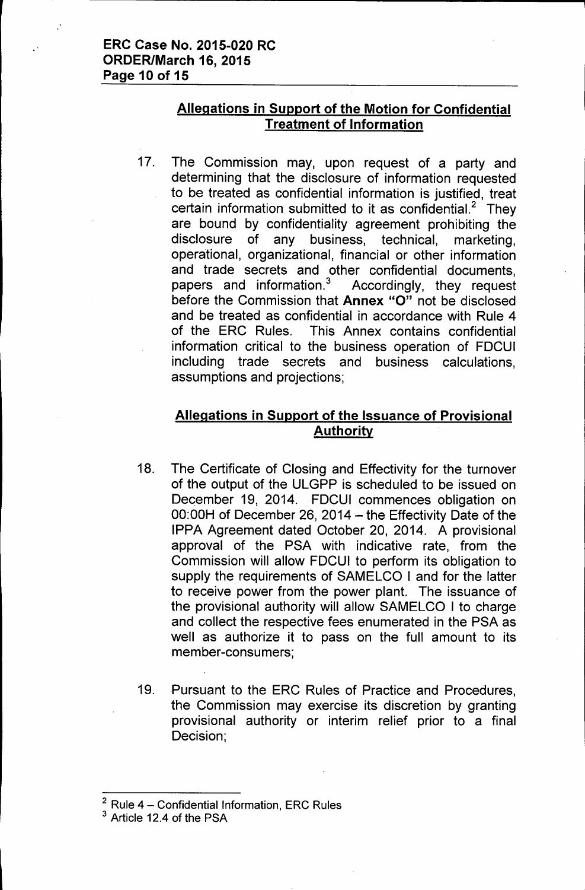## Allegations in Support of the Motion for Confidential Treatment of Information

17. The Commission may, upon request of a party and determining that the disclosure of information requested to be treated as confidential information is justified, treat certain information submitted to it as confidential.[2] They are bound by confidentiality agreement prohibiting the disclosure of any business, technical, marketing, operational, organizational, financial or other information and trade secrets and other confidential documents, papers and information.[3] Accordingly, they request before the Commission that **Annex "O"** not be disclosed and be treated as confidential in accordance with Rule 4 of the ERC Rules. This Annex contains confidential information critical to the business operation of FDCUI including trade secrets and business calculations, assumptions and projections;

## Allegations in Support of the Issuance of Provisional Authority

18. The Certificate of Closing and Effectivity for the turnover of the output of the ULGPP is scheduled to be issued on December 19, 2014. FDCUI commences obligation on 00:00H of December 26, 2014 – the Effectivity Date of the IPPA Agreement dated October 20, 2014. A provisional approval of the PSA with indicative rate, from the Commission will allow FDCUI to perform its obligation to supply the requirements of SAMELCO I and for the latter to receive power from the power plant. The issuance of the provisional authority will allow SAMELCO I to charge and collect the respective fees enumerated in the PSA as well as authorize it to pass on the full amount to its member-consumers;

19. Pursuant to the ERC Rules of Practice and Procedures, the Commission may exercise its discretion by granting provisional authority or interim relief prior to a final Decision;

---

[2] Rule 4 – Confidential Information, ERC Rules

[3] Article 12.4 of the PSA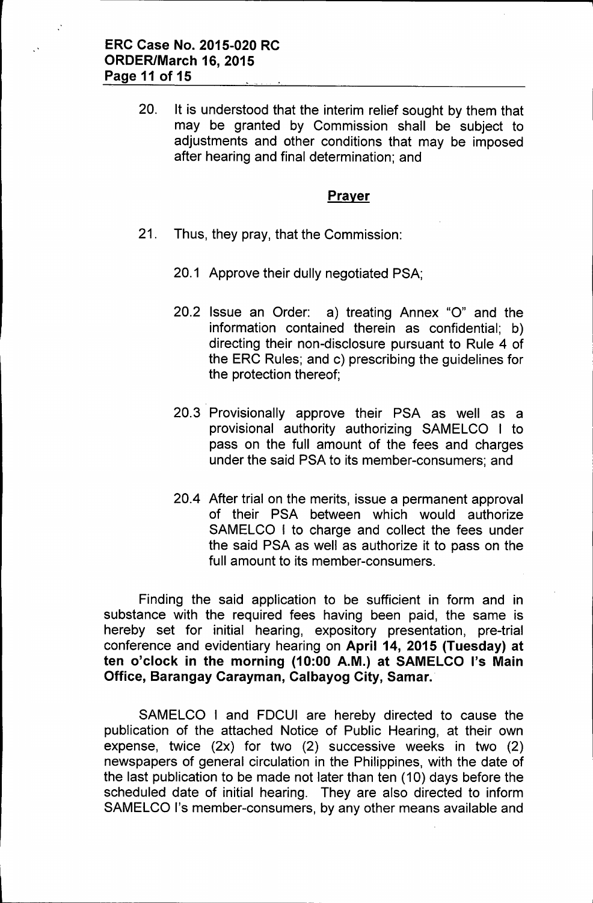20. It is understood that the interim relief sought by them that may be granted by Commission shall be subject to adjustments and other conditions that may be imposed after hearing and final determination; and

## Prayer

21. Thus, they pray, that the Commission:

    20.1 Approve their dully negotiated PSA;

    20.2 Issue an Order: a) treating Annex "O" and the information contained therein as confidential; b) directing their non-disclosure pursuant to Rule 4 of the ERC Rules; and c) prescribing the guidelines for the protection thereof;

    20.3 Provisionally approve their PSA as well as a provisional authority authorizing SAMELCO I to pass on the full amount of the fees and charges under the said PSA to its member-consumers; and

    20.4 After trial on the merits, issue a permanent approval of their PSA between which would authorize SAMELCO I to charge and collect the fees under the said PSA as well as authorize it to pass on the full amount to its member-consumers.

Finding the said application to be sufficient in form and in substance with the required fees having been paid, the same is hereby set for initial hearing, expository presentation, pre-trial conference and evidentiary hearing on **April 14, 2015 (Tuesday) at ten o'clock in the morning (10:00 A.M.) at SAMELCO I's Main Office, Barangay Carayman, Calbayog City, Samar.**

SAMELCO I and FDCUI are hereby directed to cause the publication of the attached Notice of Public Hearing, at their own expense, twice (2x) for two (2) successive weeks in two (2) newspapers of general circulation in the Philippines, with the date of the last publication to be made not later than ten (10) days before the scheduled date of initial hearing. They are also directed to inform SAMELCO I's member-consumers, by any other means available and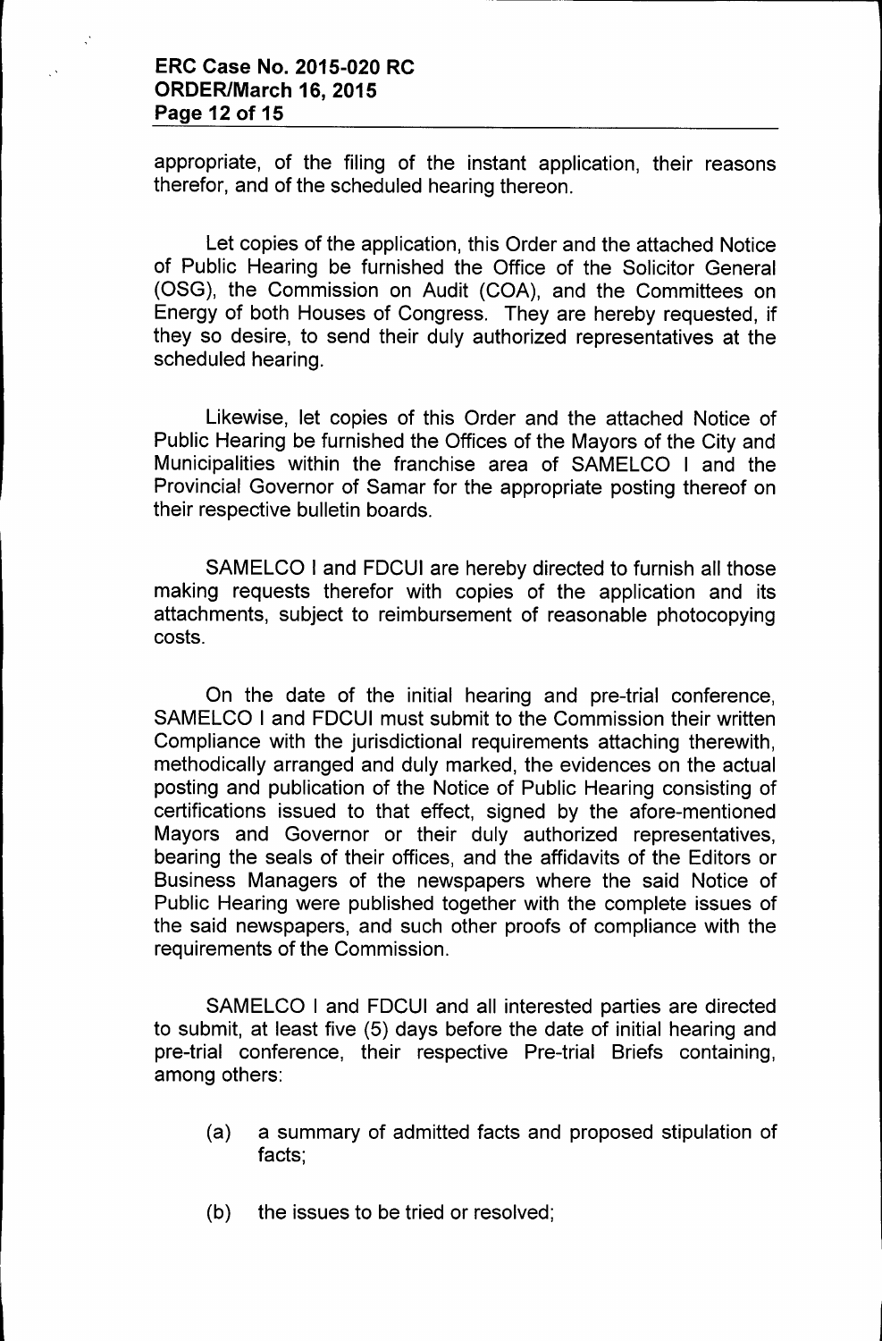appropriate, of the filing of the instant application, their reasons therefor, and of the scheduled hearing thereon.

Let copies of the application, this Order and the attached Notice of Public Hearing be furnished the Office of the Solicitor General (OSG), the Commission on Audit (COA), and the Committees on Energy of both Houses of Congress. They are hereby requested, if they so desire, to send their duly authorized representatives at the scheduled hearing.

Likewise, let copies of this Order and the attached Notice of Public Hearing be furnished the Offices of the Mayors of the City and Municipalities within the franchise area of SAMELCO I and the Provincial Governor of Samar for the appropriate posting thereof on their respective bulletin boards.

SAMELCO I and FDCUI are hereby directed to furnish all those making requests therefor with copies of the application and its attachments, subject to reimbursement of reasonable photocopying costs.

On the date of the initial hearing and pre-trial conference, SAMELCO I and FDCUI must submit to the Commission their written Compliance with the jurisdictional requirements attaching therewith, methodically arranged and duly marked, the evidences on the actual posting and publication of the Notice of Public Hearing consisting of certifications issued to that effect, signed by the afore-mentioned Mayors and Governor or their duly authorized representatives, bearing the seals of their offices, and the affidavits of the Editors or Business Managers of the newspapers where the said Notice of Public Hearing were published together with the complete issues of the said newspapers, and such other proofs of compliance with the requirements of the Commission.

SAMELCO I and FDCUI and all interested parties are directed to submit, at least five (5) days before the date of initial hearing and pre-trial conference, their respective Pre-trial Briefs containing, among others:

(a) a summary of admitted facts and proposed stipulation of facts;

(b) the issues to be tried or resolved;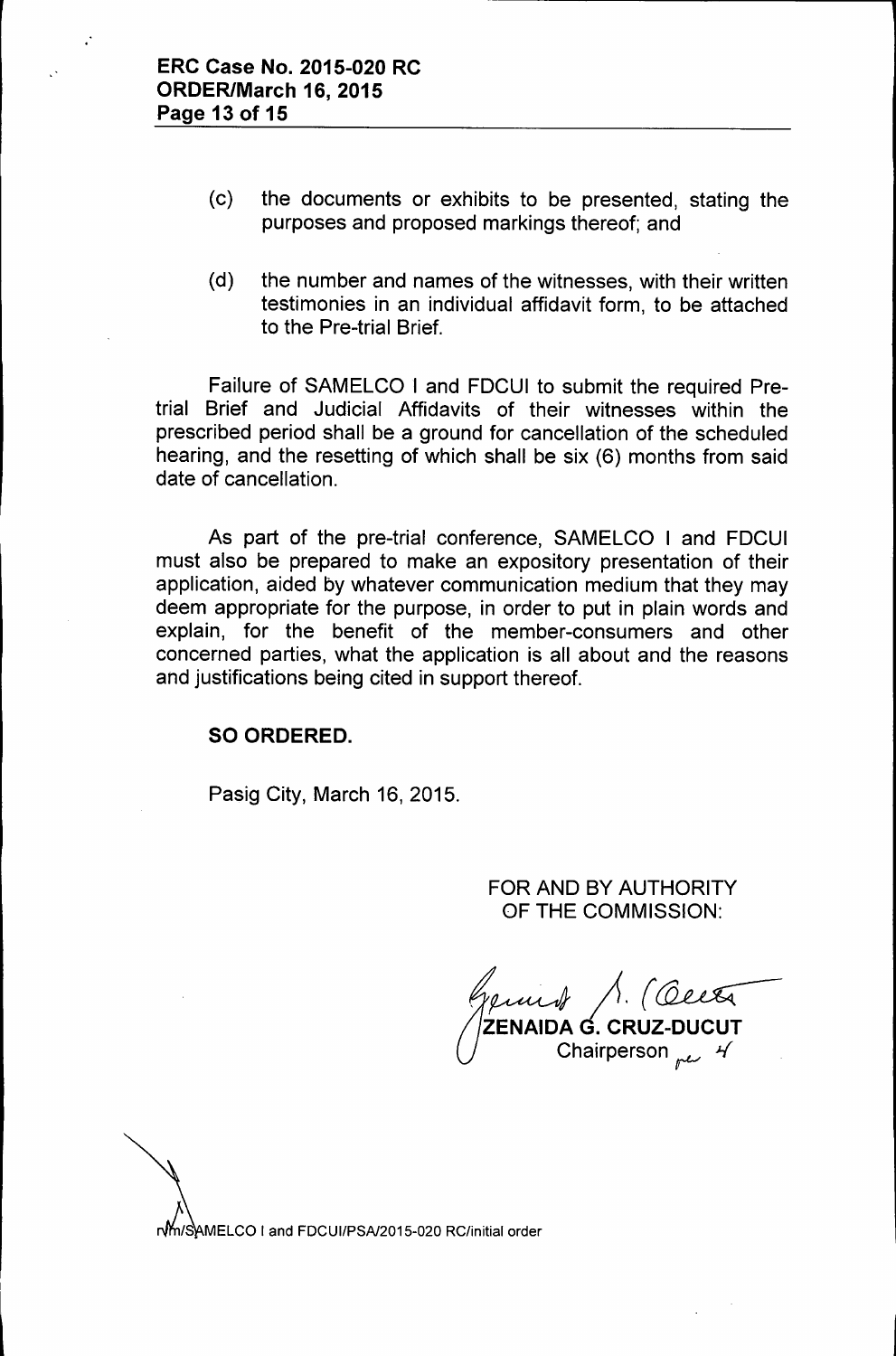(c) the documents or exhibits to be presented, stating the purposes and proposed markings thereof; and

(d) the number and names of the witnesses, with their written testimonies in an individual affidavit form, to be attached to the Pre-trial Brief.

Failure of SAMELCO I and FDCUI to submit the required Pre-trial Brief and Judicial Affidavits of their witnesses within the prescribed period shall be a ground for cancellation of the scheduled hearing, and the resetting of which shall be six (6) months from said date of cancellation.

As part of the pre-trial conference, SAMELCO I and FDCUI must also be prepared to make an expository presentation of their application, aided by whatever communication medium that they may deem appropriate for the purpose, in order to put in plain words and explain, for the benefit of the member-consumers and other concerned parties, what the application is all about and the reasons and justifications being cited in support thereof.

**SO ORDERED.**

Pasig City, March 16, 2015.

FOR AND BY AUTHORITY
OF THE COMMISSION:

**ZENAIDA G. CRUZ-DUCUT**
Chairperson

nm/SAMELCO I and FDCUI/PSA/2015-020 RC/initial order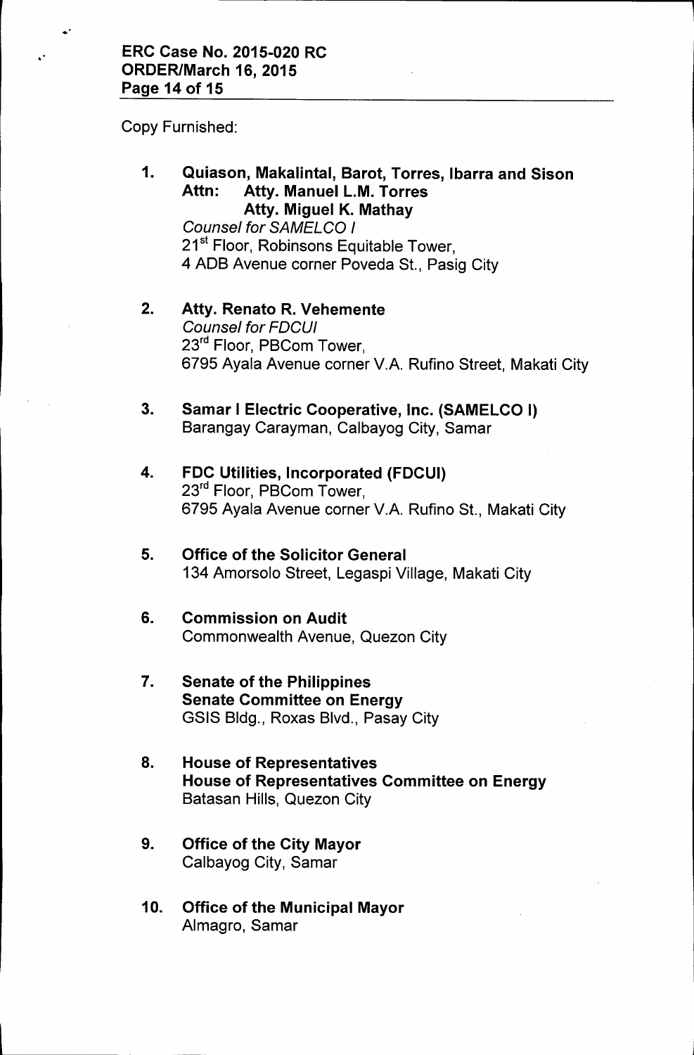Copy Furnished:

1. **Quiason, Makalintal, Barot, Torres, Ibarra and Sison**
   **Attn: Atty. Manuel L.M. Torres**
   **Atty. Miguel K. Mathay**
   *Counsel for SAMELCO I*
   21st Floor, Robinsons Equitable Tower,
   4 ADB Avenue corner Poveda St., Pasig City

2. **Atty. Renato R. Vehemente**
   *Counsel for FDCUI*
   23rd Floor, PBCom Tower,
   6795 Ayala Avenue corner V.A. Rufino Street, Makati City

3. **Samar I Electric Cooperative, Inc. (SAMELCO I)**
   Barangay Carayman, Calbayog City, Samar

4. **FDC Utilities, Incorporated (FDCUI)**
   23rd Floor, PBCom Tower,
   6795 Ayala Avenue corner V.A. Rufino St., Makati City

5. **Office of the Solicitor General**
   134 Amorsolo Street, Legaspi Village, Makati City

6. **Commission on Audit**
   Commonwealth Avenue, Quezon City

7. **Senate of the Philippines**
   **Senate Committee on Energy**
   GSIS Bldg., Roxas Blvd., Pasay City

8. **House of Representatives**
   **House of Representatives Committee on Energy**
   Batasan Hills, Quezon City

9. **Office of the City Mayor**
   Calbayog City, Samar

10. **Office of the Municipal Mayor**
    Almagro, Samar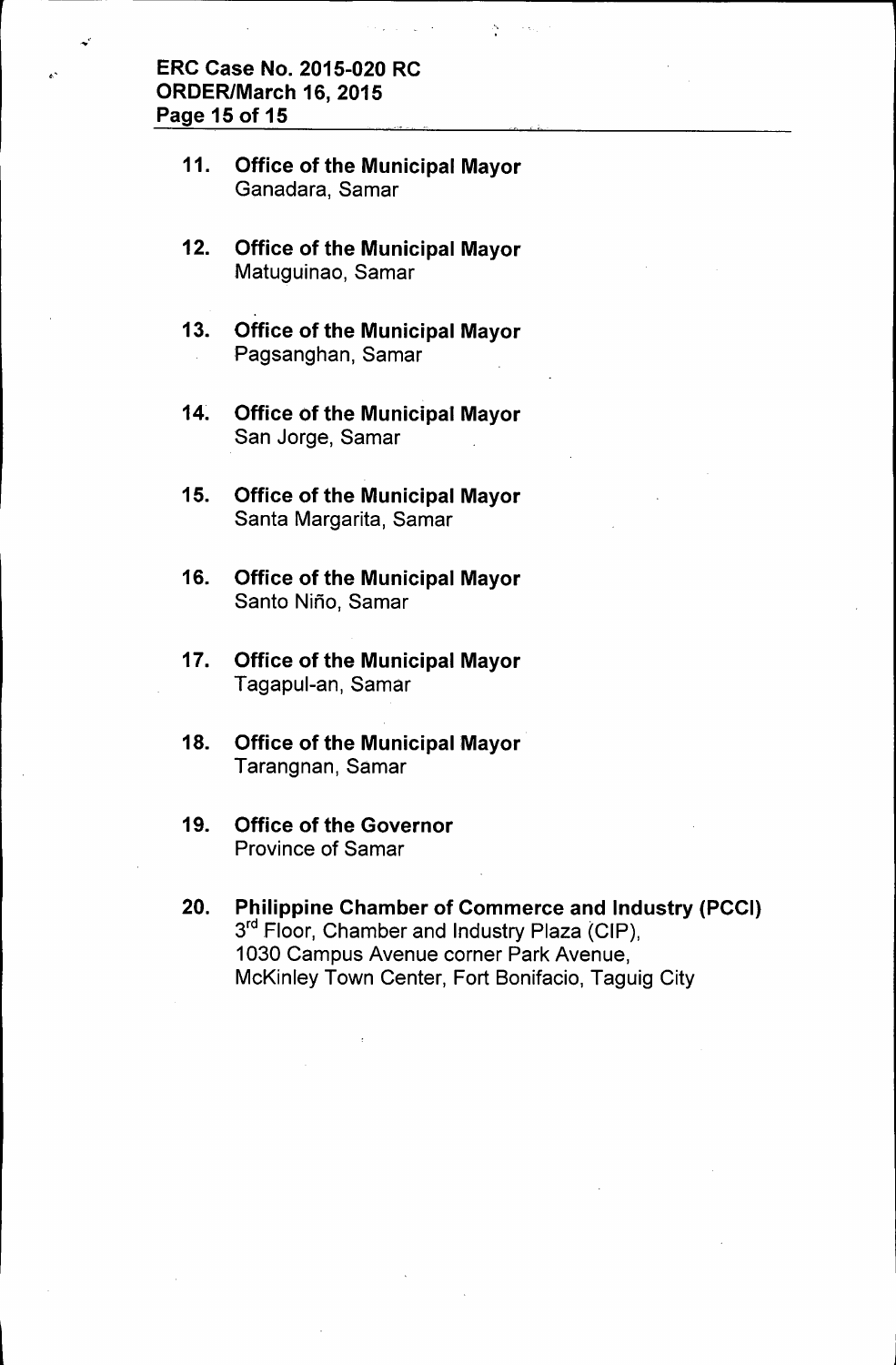11. **Office of the Municipal Mayor**
    Ganadara, Samar

12. **Office of the Municipal Mayor**
    Matuguinao, Samar

13. **Office of the Municipal Mayor**
    Pagsanghan, Samar

14. **Office of the Municipal Mayor**
    San Jorge, Samar

15. **Office of the Municipal Mayor**
    Santa Margarita, Samar

16. **Office of the Municipal Mayor**
    Santo Niño, Samar

17. **Office of the Municipal Mayor**
    Tagapul-an, Samar

18. **Office of the Municipal Mayor**
    Tarangnan, Samar

19. **Office of the Governor**
    Province of Samar

20. **Philippine Chamber of Commerce and Industry (PCCI)**
    3rd Floor, Chamber and Industry Plaza (CIP),
    1030 Campus Avenue corner Park Avenue,
    McKinley Town Center, Fort Bonifacio, Taguig City